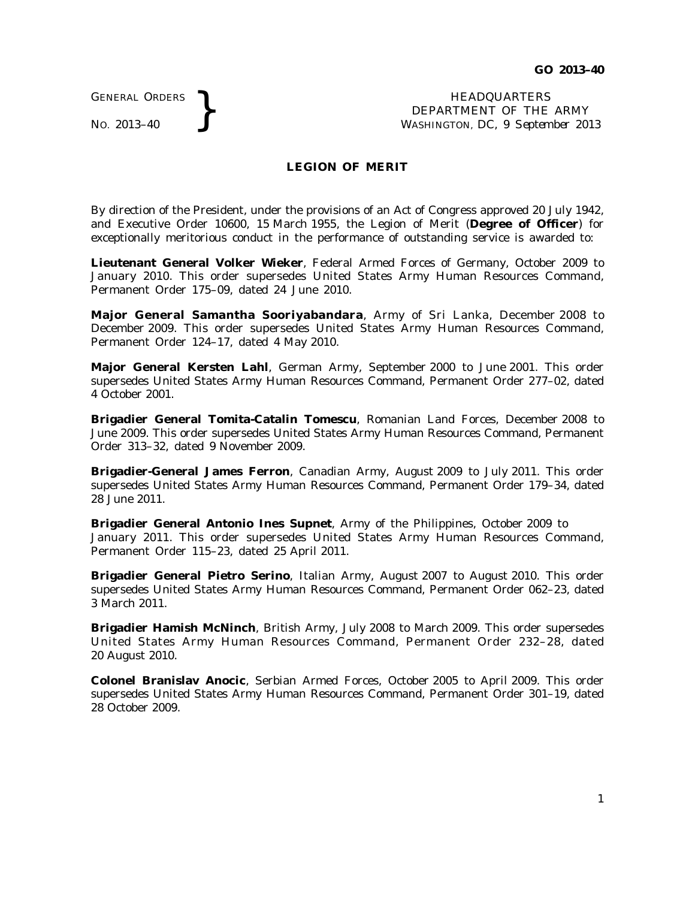GENERAL ORDERS
NO. 2013–40

HEADQUARTERS
DEPARTMENT OF THE ARMY
WASHINGTON, DC, *9 September 2013*

## LEGION OF MERIT

By direction of the President, under the provisions of an Act of Congress approved 20 July 1942, and Executive Order 10600, 15 March 1955, the Legion of Merit (**Degree of Officer**) for exceptionally meritorious conduct in the performance of outstanding service is awarded to:

**Lieutenant General Volker Wieker**, Federal Armed Forces of Germany, October 2009 to January 2010. This order supersedes United States Army Human Resources Command, Permanent Order 175–09, dated 24 June 2010.

**Major General Samantha Sooriyabandara**, Army of Sri Lanka, December 2008 to December 2009. This order supersedes United States Army Human Resources Command, Permanent Order 124–17, dated 4 May 2010.

**Major General Kersten Lahl**, German Army, September 2000 to June 2001. This order supersedes United States Army Human Resources Command, Permanent Order 277–02, dated 4 October 2001.

**Brigadier General Tomita-Catalin Tomescu**, Romanian Land Forces, December 2008 to June 2009. This order supersedes United States Army Human Resources Command, Permanent Order 313–32, dated 9 November 2009.

**Brigadier-General James Ferron**, Canadian Army, August 2009 to July 2011. This order supersedes United States Army Human Resources Command, Permanent Order 179–34, dated 28 June 2011.

**Brigadier General Antonio Ines Supnet**, Army of the Philippines, October 2009 to January 2011. This order supersedes United States Army Human Resources Command, Permanent Order 115–23, dated 25 April 2011.

**Brigadier General Pietro Serino**, Italian Army, August 2007 to August 2010. This order supersedes United States Army Human Resources Command, Permanent Order 062–23, dated 3 March 2011.

**Brigadier Hamish McNinch**, British Army, July 2008 to March 2009. This order supersedes United States Army Human Resources Command, Permanent Order 232–28, dated 20 August 2010.

**Colonel Branislav Anocic**, Serbian Armed Forces, October 2005 to April 2009. This order supersedes United States Army Human Resources Command, Permanent Order 301–19, dated 28 October 2009.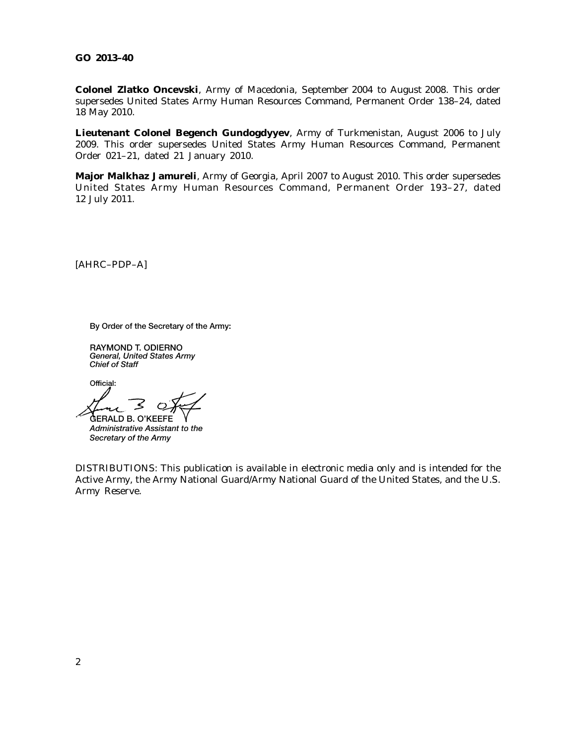**GO 2013–40**

**Colonel Zlatko Oncevski**, Army of Macedonia, September 2004 to August 2008. This order supersedes United States Army Human Resources Command, Permanent Order 138–24, dated 18 May 2010.

**Lieutenant Colonel Begench Gundogdyyev**, Army of Turkmenistan, August 2006 to July 2009. This order supersedes United States Army Human Resources Command, Permanent Order 021–21, dated 21 January 2010.

**Major Malkhaz Jamureli**, Army of Georgia, April 2007 to August 2010. This order supersedes United States Army Human Resources Command, Permanent Order 193–27, dated 12 July 2011.

[AHRC–PDP–A]

By Order of the Secretary of the Army:

RAYMOND T. ODIERNO
*General, United States Army*
*Chief of Staff*

Official:

GERALD B. O'KEEFE
*Administrative Assistant to the*
*Secretary of the Army*

DISTRIBUTIONS: This publication is available in electronic media only and is intended for the Active Army, the Army National Guard/Army National Guard of the United States, and the U.S. Army Reserve.